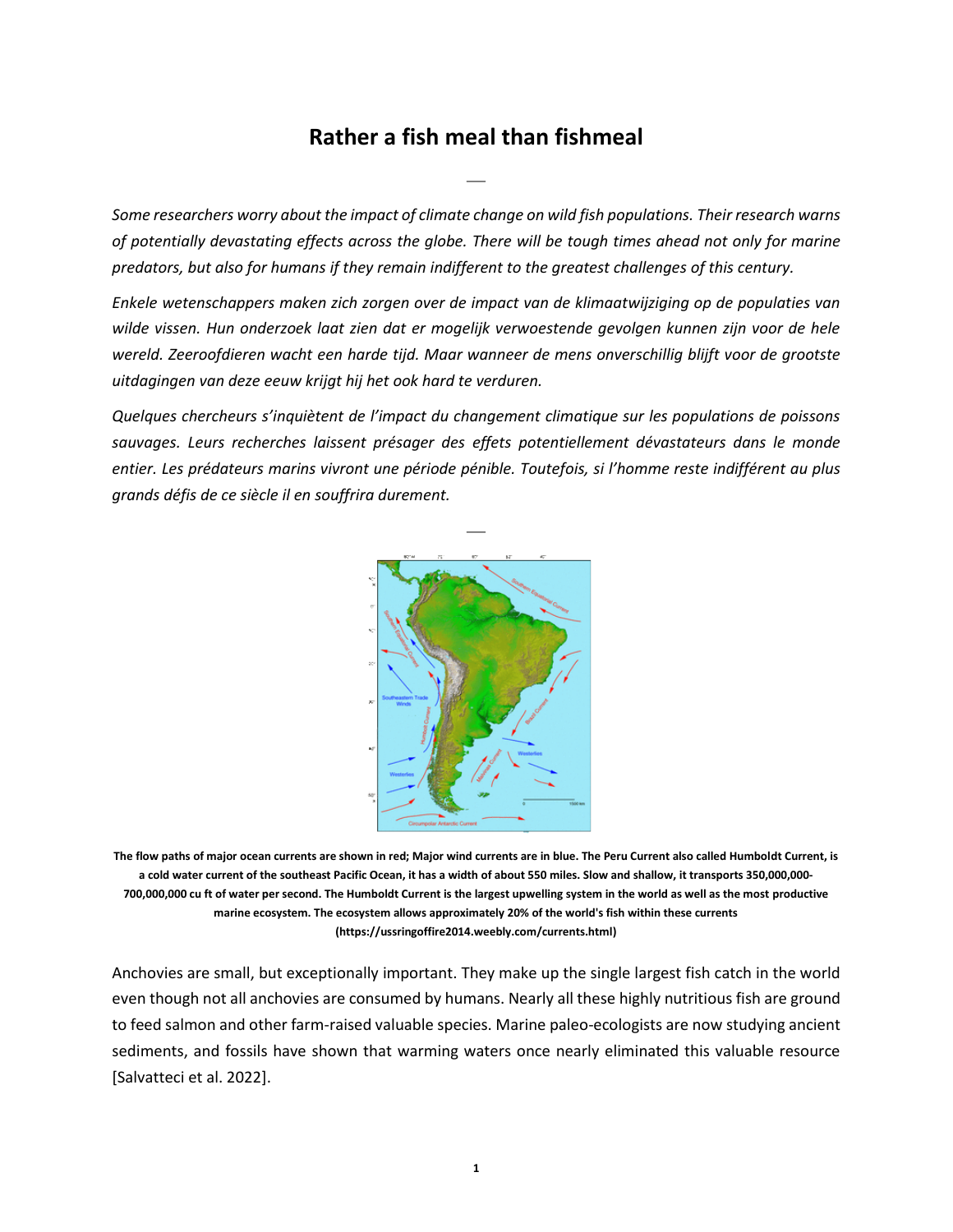# Rather a fish meal than fishmeal

*Some researchers worry about the impact of climate change on wild fish populations. Their research warns of potentially devastating effects across the globe. There will be tough times ahead not only for marine predators, but also for humans if they remain indifferent to the greatest challenges of this century.*

*Enkele wetenschappers maken zich zorgen over de impact van de klimaatwijziging op de populaties van wilde vissen. Hun onderzoek laat zien dat er mogelijk verwoestende gevolgen kunnen zijn voor de hele wereld. Zeeroofdieren wacht een harde tijd. Maar wanneer de mens onverschillig blijft voor de grootste uitdagingen van deze eeuw krijgt hij het ook hard te verduren.*

*Quelques chercheurs s'inquiètent de l'impact du changement climatique sur les populations de poissons sauvages. Leurs recherches laissent présager des effets potentiellement dévastateurs dans le monde entier. Les prédateurs marins vivront une période pénible. Toutefois, si l'homme reste indifférent au plus grands défis de ce siècle il en souffrira durement.*

**The flow paths of major ocean currents are shown in red; Major wind currents are in blue. The Peru Current also called Humboldt Current, is a cold water current of the southeast Pacific Ocean, it has a width of about 550 miles. Slow and shallow, it transports 350,000,000-700,000,000 cu ft of water per second. The Humboldt Current is the largest upwelling system in the world as well as the most productive marine ecosystem. The ecosystem allows approximately 20% of the world's fish within these currents (https://ussringoffire2014.weebly.com/currents.html)**

Anchovies are small, but exceptionally important. They make up the single largest fish catch in the world even though not all anchovies are consumed by humans. Nearly all these highly nutritious fish are ground to feed salmon and other farm-raised valuable species. Marine paleo-ecologists are now studying ancient sediments, and fossils have shown that warming waters once nearly eliminated this valuable resource [Salvatteci et al. 2022].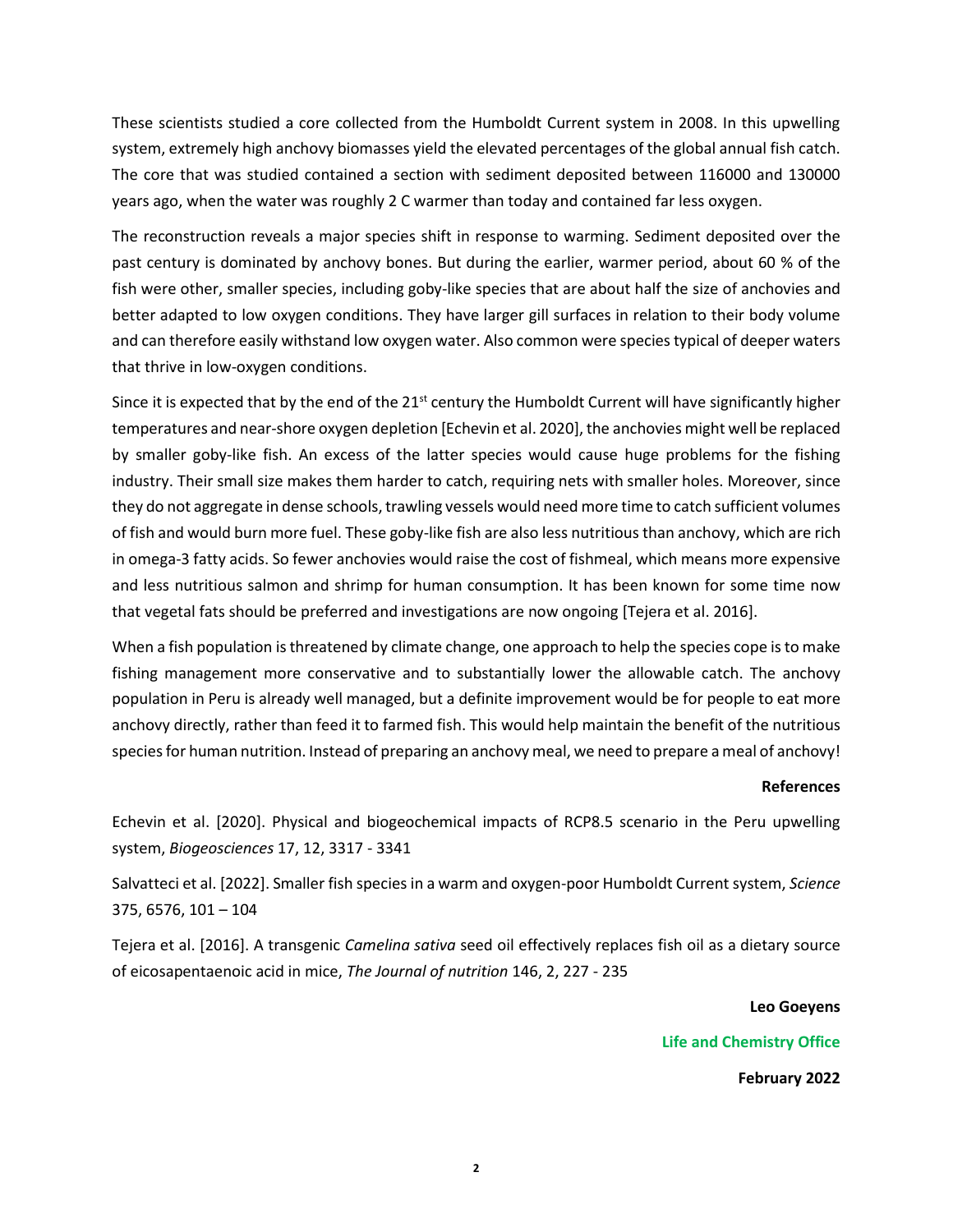These scientists studied a core collected from the Humboldt Current system in 2008. In this upwelling system, extremely high anchovy biomasses yield the elevated percentages of the global annual fish catch. The core that was studied contained a section with sediment deposited between 116000 and 130000 years ago, when the water was roughly 2 C warmer than today and contained far less oxygen.

The reconstruction reveals a major species shift in response to warming. Sediment deposited over the past century is dominated by anchovy bones. But during the earlier, warmer period, about 60 % of the fish were other, smaller species, including goby-like species that are about half the size of anchovies and better adapted to low oxygen conditions. They have larger gill surfaces in relation to their body volume and can therefore easily withstand low oxygen water. Also common were species typical of deeper waters that thrive in low-oxygen conditions.

Since it is expected that by the end of the 21$^{st}$ century the Humboldt Current will have significantly higher temperatures and near-shore oxygen depletion [Echevin et al. 2020], the anchovies might well be replaced by smaller goby-like fish. An excess of the latter species would cause huge problems for the fishing industry. Their small size makes them harder to catch, requiring nets with smaller holes. Moreover, since they do not aggregate in dense schools, trawling vessels would need more time to catch sufficient volumes of fish and would burn more fuel. These goby-like fish are also less nutritious than anchovy, which are rich in omega-3 fatty acids. So fewer anchovies would raise the cost of fishmeal, which means more expensive and less nutritious salmon and shrimp for human consumption. It has been known for some time now that vegetal fats should be preferred and investigations are now ongoing [Tejera et al. 2016].

When a fish population is threatened by climate change, one approach to help the species cope is to make fishing management more conservative and to substantially lower the allowable catch. The anchovy population in Peru is already well managed, but a definite improvement would be for people to eat more anchovy directly, rather than feed it to farmed fish. This would help maintain the benefit of the nutritious species for human nutrition. Instead of preparing an anchovy meal, we need to prepare a meal of anchovy!

**References**

Echevin et al. [2020]. Physical and biogeochemical impacts of RCP8.5 scenario in the Peru upwelling system, *Biogeosciences* 17, 12, 3317 - 3341

Salvatteci et al. [2022]. Smaller fish species in a warm and oxygen-poor Humboldt Current system, *Science* 375, 6576, 101 – 104

Tejera et al. [2016]. A transgenic *Camelina sativa* seed oil effectively replaces fish oil as a dietary source of eicosapentaenoic acid in mice, *The Journal of nutrition* 146, 2, 227 - 235

**Leo Goeyens**

**Life and Chemistry Office**

**February 2022**